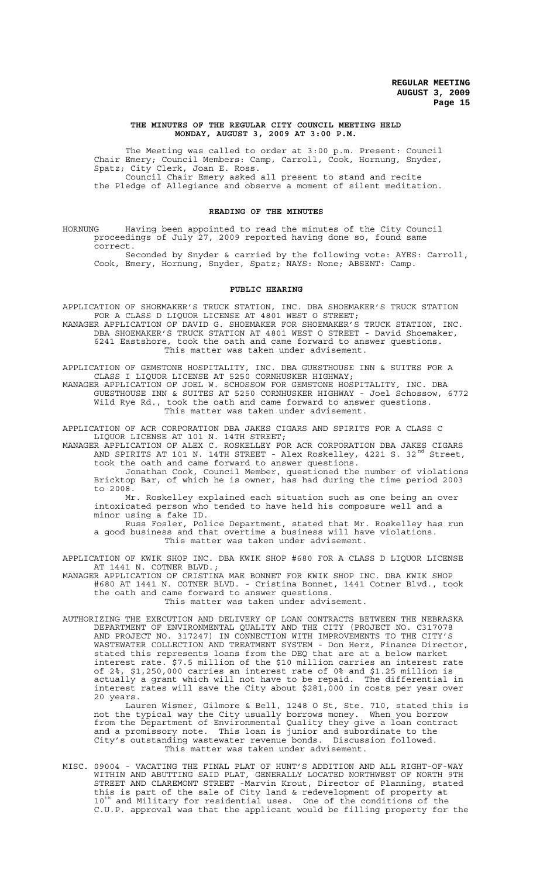**THE MINUTES OF THE REGULAR CITY COUNCIL MEETING HELD MONDAY, AUGUST 3, 2009 AT 3:00 P.M.**

The Meeting was called to order at 3:00 p.m. Present: Council Chair Emery; Council Members: Camp, Carroll, Cook, Hornung, Snyder, Spatz; City Clerk, Joan E. Ross.

Council Chair Emery asked all present to stand and recite the Pledge of Allegiance and observe a moment of silent meditation.

**READING OF THE MINUTES**

HORNUNG Having been appointed to read the minutes of the City Council proceedings of July 27, 2009 reported having done so, found same correct.

Seconded by Snyder & carried by the following vote: AYES: Carroll, Cook, Emery, Hornung, Snyder, Spatz; NAYS: None; ABSENT: Camp.

**PUBLIC HEARING**

APPLICATION OF SHOEMAKER'S TRUCK STATION, INC. DBA SHOEMAKER'S TRUCK STATION FOR A CLASS D LIQUOR LICENSE AT 4801 WEST O STREET;

MANAGER APPLICATION OF DAVID G. SHOEMAKER FOR SHOEMAKER'S TRUCK STATION, INC. DBA SHOEMAKER'S TRUCK STATION AT 4801 WEST O STREET - David Shoemaker, 6241 Eastshore, took the oath and came forward to answer questions.

This matter was taken under advisement.

APPLICATION OF GEMSTONE HOSPITALITY, INC. DBA GUESTHOUSE INN & SUITES FOR A CLASS I LIQUOR LICENSE AT 5250 CORNHUSKER HIGHWAY;

MANAGER APPLICATION OF JOEL W. SCHOSSOW FOR GEMSTONE HOSPITALITY, INC. DBA GUESTHOUSE INN & SUITES AT 5250 CORNHUSKER HIGHWAY - Joel Schossow, 6772 Wild Rye Rd., took the oath and came forward to answer questions.

This matter was taken under advisement.

APPLICATION OF ACR CORPORATION DBA JAKES CIGARS AND SPIRITS FOR A CLASS C LIQUOR LICENSE AT 101 N. 14TH STREET;

MANAGER APPLICATION OF ALEX C. ROSKELLEY FOR ACR CORPORATION DBA JAKES CIGARS AND SPIRITS AT 101 N. 14TH STREET - Alex Roskelley, 4221 S. 32nd Street, took the oath and came forward to answer questions.

Jonathan Cook, Council Member, questioned the number of violations Bricktop Bar, of which he is owner, has had during the time period 2003 to 2008.

Mr. Roskelley explained each situation such as one being an over intoxicated person who tended to have held his composure well and a minor using a fake ID.

Russ Fosler, Police Department, stated that Mr. Roskelley has run a good business and that overtime a business will have violations.

This matter was taken under advisement.

APPLICATION OF KWIK SHOP INC. DBA KWIK SHOP #680 FOR A CLASS D LIQUOR LICENSE AT 1441 N. COTNER BLVD.;

MANAGER APPLICATION OF CRISTINA MAE BONNET FOR KWIK SHOP INC. DBA KWIK SHOP #680 AT 1441 N. COTNER BLVD. - Cristina Bonnet, 1441 Cotner Blvd., took the oath and came forward to answer questions.

This matter was taken under advisement.

AUTHORIZING THE EXECUTION AND DELIVERY OF LOAN CONTRACTS BETWEEN THE NEBRASKA DEPARTMENT OF ENVIRONMENTAL QUALITY AND THE CITY (PROJECT NO. C317078 AND PROJECT NO. 317247) IN CONNECTION WITH IMPROVEMENTS TO THE CITY'S WASTEWATER COLLECTION AND TREATMENT SYSTEM - Don Herz, Finance Director, stated this represents loans from the DEQ that are at a below market interest rate. $7.5 million of the $10 million carries an interest rate of 2%, $1,250,000 carries an interest rate of 0% and $1.25 million is actually a grant which will not have to be repaid. The differential in interest rates will save the City about $281,000 in costs per year over 20 years.

Lauren Wismer, Gilmore & Bell, 1248 O St, Ste. 710, stated this is not the typical way the City usually borrows money. When you borrow from the Department of Environmental Quality they give a loan contract and a promissory note. This loan is junior and subordinate to the City's outstanding wastewater revenue bonds. Discussion followed.

This matter was taken under advisement.

MISC. 09004 - VACATING THE FINAL PLAT OF HUNT'S ADDITION AND ALL RIGHT-OF-WAY WITHIN AND ABUTTING SAID PLAT, GENERALLY LOCATED NORTHWEST OF NORTH 9TH STREET AND CLAREMONT STREET -Marvin Krout, Director of Planning, stated this is part of the sale of City land & redevelopment of property at 10th and Military for residential uses. One of the conditions of the C.U.P. approval was that the applicant would be filling property for the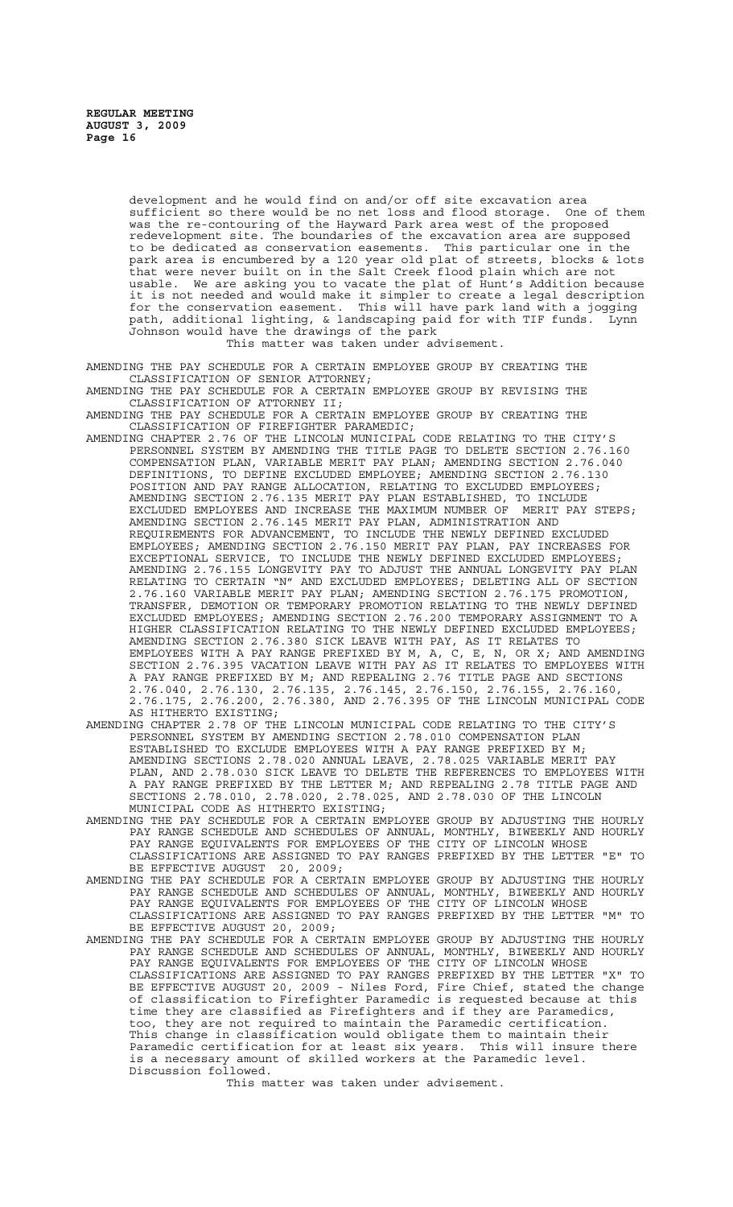development and he would find on and/or off site excavation area sufficient so there would be no net loss and flood storage. One of them was the re-contouring of the Hayward Park area west of the proposed redevelopment site. The boundaries of the excavation area are supposed to be dedicated as conservation easements. This particular one in the park area is encumbered by a 120 year old plat of streets, blocks & lots that were never built on in the Salt Creek flood plain which are not usable. We are asking you to vacate the plat of Hunt's Addition because it is not needed and would make it simpler to create a legal description for the conservation easement. This will have park land with a jogging path, additional lighting, & landscaping paid for with TIF funds. Lynn Johnson would have the drawings of the park

This matter was taken under advisement.

AMENDING THE PAY SCHEDULE FOR A CERTAIN EMPLOYEE GROUP BY CREATING THE CLASSIFICATION OF SENIOR ATTORNEY;

AMENDING THE PAY SCHEDULE FOR A CERTAIN EMPLOYEE GROUP BY REVISING THE CLASSIFICATION OF ATTORNEY II;

AMENDING THE PAY SCHEDULE FOR A CERTAIN EMPLOYEE GROUP BY CREATING THE CLASSIFICATION OF FIREFIGHTER PARAMEDIC;

AMENDING CHAPTER 2.76 OF THE LINCOLN MUNICIPAL CODE RELATING TO THE CITY'S PERSONNEL SYSTEM BY AMENDING THE TITLE PAGE TO DELETE SECTION 2.76.160 COMPENSATION PLAN, VARIABLE MERIT PAY PLAN; AMENDING SECTION 2.76.040 DEFINITIONS, TO DEFINE EXCLUDED EMPLOYEE; AMENDING SECTION 2.76.130 POSITION AND PAY RANGE ALLOCATION, RELATING TO EXCLUDED EMPLOYEES; AMENDING SECTION 2.76.135 MERIT PAY PLAN ESTABLISHED, TO INCLUDE EXCLUDED EMPLOYEES AND INCREASE THE MAXIMUM NUMBER OF MERIT PAY STEPS; AMENDING SECTION 2.76.145 MERIT PAY PLAN, ADMINISTRATION AND REQUIREMENTS FOR ADVANCEMENT, TO INCLUDE THE NEWLY DEFINED EXCLUDED EMPLOYEES; AMENDING SECTION 2.76.150 MERIT PAY PLAN, PAY INCREASES FOR EXCEPTIONAL SERVICE, TO INCLUDE THE NEWLY DEFINED EXCLUDED EMPLOYEES; AMENDING 2.76.155 LONGEVITY PAY TO ADJUST THE ANNUAL LONGEVITY PAY PLAN RELATING TO CERTAIN "N" AND EXCLUDED EMPLOYEES; DELETING ALL OF SECTION 2.76.160 VARIABLE MERIT PAY PLAN; AMENDING SECTION 2.76.175 PROMOTION, TRANSFER, DEMOTION OR TEMPORARY PROMOTION RELATING TO THE NEWLY DEFINED EXCLUDED EMPLOYEES; AMENDING SECTION 2.76.200 TEMPORARY ASSIGNMENT TO A HIGHER CLASSIFICATION RELATING TO THE NEWLY DEFINED EXCLUDED EMPLOYEES; AMENDING SECTION 2.76.380 SICK LEAVE WITH PAY, AS IT RELATES TO EMPLOYEES WITH A PAY RANGE PREFIXED BY M, A, C, E, N, OR X; AND AMENDING SECTION 2.76.395 VACATION LEAVE WITH PAY AS IT RELATES TO EMPLOYEES WITH A PAY RANGE PREFIXED BY M; AND REPEALING 2.76 TITLE PAGE AND SECTIONS 2.76.040, 2.76.130, 2.76.135, 2.76.145, 2.76.150, 2.76.155, 2.76.160, 2.76.175, 2.76.200, 2.76.380, AND 2.76.395 OF THE LINCOLN MUNICIPAL CODE AS HITHERTO EXISTING;

AMENDING CHAPTER 2.78 OF THE LINCOLN MUNICIPAL CODE RELATING TO THE CITY'S PERSONNEL SYSTEM BY AMENDING SECTION 2.78.010 COMPENSATION PLAN ESTABLISHED TO EXCLUDE EMPLOYEES WITH A PAY RANGE PREFIXED BY M; AMENDING SECTIONS 2.78.020 ANNUAL LEAVE, 2.78.025 VARIABLE MERIT PAY PLAN, AND 2.78.030 SICK LEAVE TO DELETE THE REFERENCES TO EMPLOYEES WITH A PAY RANGE PREFIXED BY THE LETTER M; AND REPEALING 2.78 TITLE PAGE AND SECTIONS 2.78.010, 2.78.020, 2.78.025, AND 2.78.030 OF THE LINCOLN MUNICIPAL CODE AS HITHERTO EXISTING;

AMENDING THE PAY SCHEDULE FOR A CERTAIN EMPLOYEE GROUP BY ADJUSTING THE HOURLY PAY RANGE SCHEDULE AND SCHEDULES OF ANNUAL, MONTHLY, BIWEEKLY AND HOURLY PAY RANGE EQUIVALENTS FOR EMPLOYEES OF THE CITY OF LINCOLN WHOSE CLASSIFICATIONS ARE ASSIGNED TO PAY RANGES PREFIXED BY THE LETTER "E" TO BE EFFECTIVE AUGUST 20, 2009;

AMENDING THE PAY SCHEDULE FOR A CERTAIN EMPLOYEE GROUP BY ADJUSTING THE HOURLY PAY RANGE SCHEDULE AND SCHEDULES OF ANNUAL, MONTHLY, BIWEEKLY AND HOURLY PAY RANGE EQUIVALENTS FOR EMPLOYEES OF THE CITY OF LINCOLN WHOSE CLASSIFICATIONS ARE ASSIGNED TO PAY RANGES PREFIXED BY THE LETTER "M" TO BE EFFECTIVE AUGUST 20, 2009;

AMENDING THE PAY SCHEDULE FOR A CERTAIN EMPLOYEE GROUP BY ADJUSTING THE HOURLY PAY RANGE SCHEDULE AND SCHEDULES OF ANNUAL, MONTHLY, BIWEEKLY AND HOURLY PAY RANGE EQUIVALENTS FOR EMPLOYEES OF THE CITY OF LINCOLN WHOSE CLASSIFICATIONS ARE ASSIGNED TO PAY RANGES PREFIXED BY THE LETTER "X" TO BE EFFECTIVE AUGUST 20, 2009 - Niles Ford, Fire Chief, stated the change of classification to Firefighter Paramedic is requested because at this time they are classified as Firefighters and if they are Paramedics, too, they are not required to maintain the Paramedic certification. This change in classification would obligate them to maintain their Paramedic certification for at least six years. This will insure there is a necessary amount of skilled workers at the Paramedic level. Discussion followed.

This matter was taken under advisement.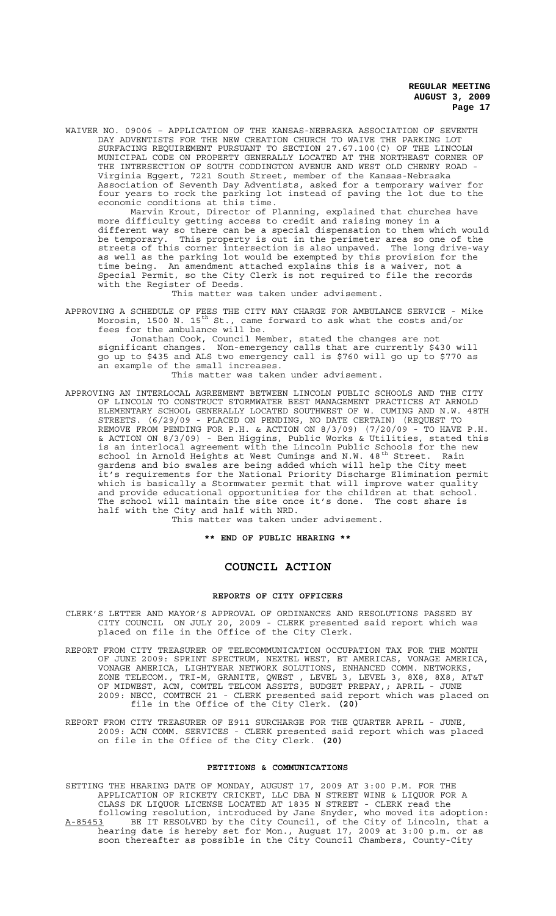WAIVER NO. 09006 – APPLICATION OF THE KANSAS-NEBRASKA ASSOCIATION OF SEVENTH DAY ADVENTISTS FOR THE NEW CREATION CHURCH TO WAIVE THE PARKING LOT SURFACING REQUIREMENT PURSUANT TO SECTION 27.67.100(C) OF THE LINCOLN MUNICIPAL CODE ON PROPERTY GENERALLY LOCATED AT THE NORTHEAST CORNER OF THE INTERSECTION OF SOUTH CODDINGTON AVENUE AND WEST OLD CHENEY ROAD - Virginia Eggert, 7221 South Street, member of the Kansas-Nebraska Association of Seventh Day Adventists, asked for a temporary waiver for four years to rock the parking lot instead of paving the lot due to the economic conditions at this time.

Marvin Krout, Director of Planning, explained that churches have more difficulty getting access to credit and raising money in a different way so there can be a special dispensation to them which would be temporary. This property is out in the perimeter area so one of the streets of this corner intersection is also unpaved. The long drive-way as well as the parking lot would be exempted by this provision for the time being. An amendment attached explains this is a waiver, not a Special Permit, so the City Clerk is not required to file the records with the Register of Deeds.

This matter was taken under advisement.

APPROVING A SCHEDULE OF FEES THE CITY MAY CHARGE FOR AMBULANCE SERVICE - Mike Morosin, 1500 N. 15th St., came forward to ask what the costs and/or fees for the ambulance will be.

Jonathan Cook, Council Member, stated the changes are not significant changes. Non-emergency calls that are currently $430 will go up to $435 and ALS two emergency call is $760 will go up to $770 as an example of the small increases.

This matter was taken under advisement.

APPROVING AN INTERLOCAL AGREEMENT BETWEEN LINCOLN PUBLIC SCHOOLS AND THE CITY OF LINCOLN TO CONSTRUCT STORMWATER BEST MANAGEMENT PRACTICES AT ARNOLD ELEMENTARY SCHOOL GENERALLY LOCATED SOUTHWEST OF W. CUMING AND N.W. 48TH STREETS. (6/29/09 - PLACED ON PENDING, NO DATE CERTAIN) (REQUEST TO REMOVE FROM PENDING FOR P.H. & ACTION ON 8/3/09) (7/20/09 - TO HAVE P.H. & ACTION ON 8/3/09) - Ben Higgins, Public Works & Utilities, stated this is an interlocal agreement with the Lincoln Public Schools for the new school in Arnold Heights at West Cumings and N.W. 48th Street. Rain gardens and bio swales are being added which will help the City meet it's requirements for the National Priority Discharge Elimination permit which is basically a Stormwater permit that will improve water quality and provide educational opportunities for the children at that school. The school will maintain the site once it's done. The cost share is half with the City and half with NRD.

This matter was taken under advisement.

**** END OF PUBLIC HEARING ****

## COUNCIL ACTION

### REPORTS OF CITY OFFICERS

CLERK'S LETTER AND MAYOR'S APPROVAL OF ORDINANCES AND RESOLUTIONS PASSED BY CITY COUNCIL ON JULY 20, 2009 - CLERK presented said report which was placed on file in the Office of the City Clerk.

REPORT FROM CITY TREASURER OF TELECOMMUNICATION OCCUPATION TAX FOR THE MONTH OF JUNE 2009: SPRINT SPECTRUM, NEXTEL WEST, BT AMERICAS, VONAGE AMERICA, VONAGE AMERICA, LIGHTYEAR NETWORK SOLUTIONS, ENHANCED COMM. NETWORKS, ZONE TELECOM., TRI-M, GRANITE, QWEST , LEVEL 3, LEVEL 3, 8X8, 8X8, AT&T OF MIDWEST, ACN, COMTEL TELCOM ASSETS, BUDGET PREPAY,; APRIL - JUNE 2009: NECC, COMTECH 21 - CLERK presented said report which was placed on file in the Office of the City Clerk. **(20)**

REPORT FROM CITY TREASURER OF E911 SURCHARGE FOR THE QUARTER APRIL - JUNE, 2009: ACN COMM. SERVICES - CLERK presented said report which was placed on file in the Office of the City Clerk. **(20)**

### PETITIONS & COMMUNICATIONS

SETTING THE HEARING DATE OF MONDAY, AUGUST 17, 2009 AT 3:00 P.M. FOR THE APPLICATION OF RICKETY CRICKET, LLC DBA N STREET WINE & LIQUOR FOR A CLASS DK LIQUOR LICENSE LOCATED AT 1835 N STREET - CLERK read the following resolution, introduced by Jane Snyder, who moved its adoption:

A-85453 BE IT RESOLVED by the City Council, of the City of Lincoln, that a hearing date is hereby set for Mon., August 17, 2009 at 3:00 p.m. or as soon thereafter as possible in the City Council Chambers, County-City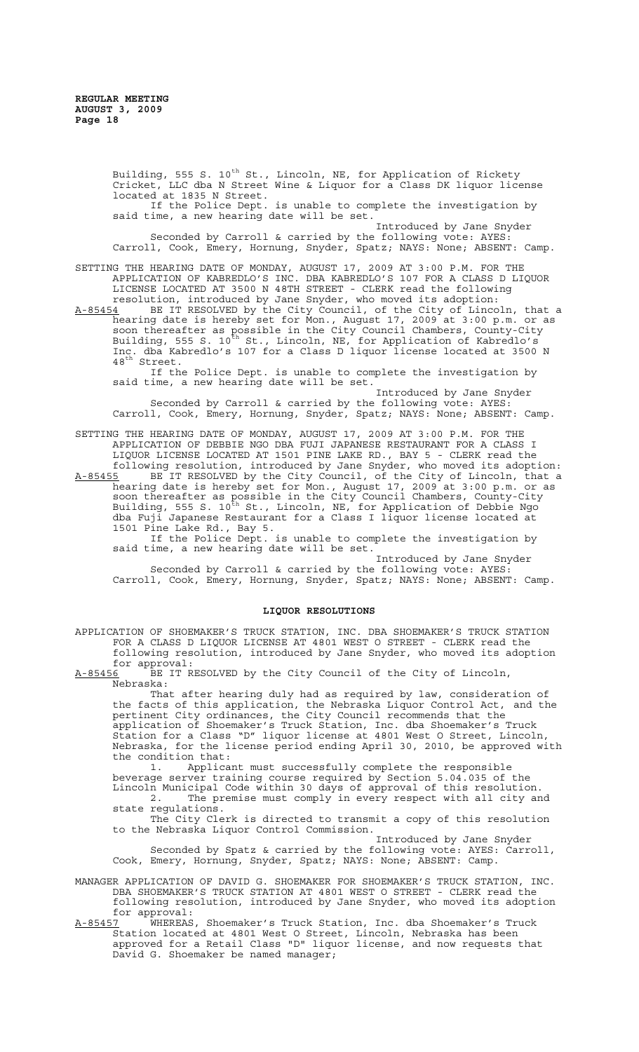Building, 555 S. 10th St., Lincoln, NE, for Application of Rickety Cricket, LLC dba N Street Wine & Liquor for a Class DK liquor license located at 1835 N Street.

If the Police Dept. is unable to complete the investigation by said time, a new hearing date will be set.

Introduced by Jane Snyder

Seconded by Carroll & carried by the following vote: AYES: Carroll, Cook, Emery, Hornung, Snyder, Spatz; NAYS: None; ABSENT: Camp.

SETTING THE HEARING DATE OF MONDAY, AUGUST 17, 2009 AT 3:00 P.M. FOR THE APPLICATION OF KABREDLO'S INC. DBA KABREDLO'S 107 FOR A CLASS D LIQUOR LICENSE LOCATED AT 3500 N 48TH STREET - CLERK read the following resolution, introduced by Jane Snyder, who moved its adoption:

A-85454 BE IT RESOLVED by the City Council, of the City of Lincoln, that a hearing date is hereby set for Mon., August 17, 2009 at 3:00 p.m. or as soon thereafter as possible in the City Council Chambers, County-City Building, 555 S. 10th St., Lincoln, NE, for Application of Kabredlo's Inc. dba Kabredlo's 107 for a Class D liquor license located at 3500 N 48th Street.

If the Police Dept. is unable to complete the investigation by said time, a new hearing date will be set.

Introduced by Jane Snyder

Seconded by Carroll & carried by the following vote: AYES: Carroll, Cook, Emery, Hornung, Snyder, Spatz; NAYS: None; ABSENT: Camp.

SETTING THE HEARING DATE OF MONDAY, AUGUST 17, 2009 AT 3:00 P.M. FOR THE APPLICATION OF DEBBIE NGO DBA FUJI JAPANESE RESTAURANT FOR A CLASS I LIQUOR LICENSE LOCATED AT 1501 PINE LAKE RD., BAY 5 - CLERK read the following resolution, introduced by Jane Snyder, who moved its adoption:

A-85455 BE IT RESOLVED by the City Council, of the City of Lincoln, that a hearing date is hereby set for Mon., August 17, 2009 at 3:00 p.m. or as soon thereafter as possible in the City Council Chambers, County-City Building, 555 S. 10th St., Lincoln, NE, for Application of Debbie Ngo dba Fuji Japanese Restaurant for a Class I liquor license located at 1501 Pine Lake Rd., Bay 5.

If the Police Dept. is unable to complete the investigation by said time, a new hearing date will be set.

Introduced by Jane Snyder

Seconded by Carroll & carried by the following vote: AYES: Carroll, Cook, Emery, Hornung, Snyder, Spatz; NAYS: None; ABSENT: Camp.

## LIQUOR RESOLUTIONS

APPLICATION OF SHOEMAKER'S TRUCK STATION, INC. DBA SHOEMAKER'S TRUCK STATION FOR A CLASS D LIQUOR LICENSE AT 4801 WEST O STREET - CLERK read the following resolution, introduced by Jane Snyder, who moved its adoption for approval:

A-85456 BE IT RESOLVED by the City Council of the City of Lincoln, Nebraska:

That after hearing duly had as required by law, consideration of the facts of this application, the Nebraska Liquor Control Act, and the pertinent City ordinances, the City Council recommends that the application of Shoemaker's Truck Station, Inc. dba Shoemaker's Truck Station for a Class "D" liquor license at 4801 West O Street, Lincoln, Nebraska, for the license period ending April 30, 2010, be approved with the condition that:

1. Applicant must successfully complete the responsible beverage server training course required by Section 5.04.035 of the Lincoln Municipal Code within 30 days of approval of this resolution.
2. The premise must comply in every respect with all city and state regulations.

The City Clerk is directed to transmit a copy of this resolution to the Nebraska Liquor Control Commission.

Introduced by Jane Snyder

Seconded by Spatz & carried by the following vote: AYES: Carroll, Cook, Emery, Hornung, Snyder, Spatz; NAYS: None; ABSENT: Camp.

MANAGER APPLICATION OF DAVID G. SHOEMAKER FOR SHOEMAKER'S TRUCK STATION, INC. DBA SHOEMAKER'S TRUCK STATION AT 4801 WEST O STREET - CLERK read the following resolution, introduced by Jane Snyder, who moved its adoption for approval:

A-85457 WHEREAS, Shoemaker's Truck Station, Inc. dba Shoemaker's Truck Station located at 4801 West O Street, Lincoln, Nebraska has been approved for a Retail Class "D" liquor license, and now requests that David G. Shoemaker be named manager;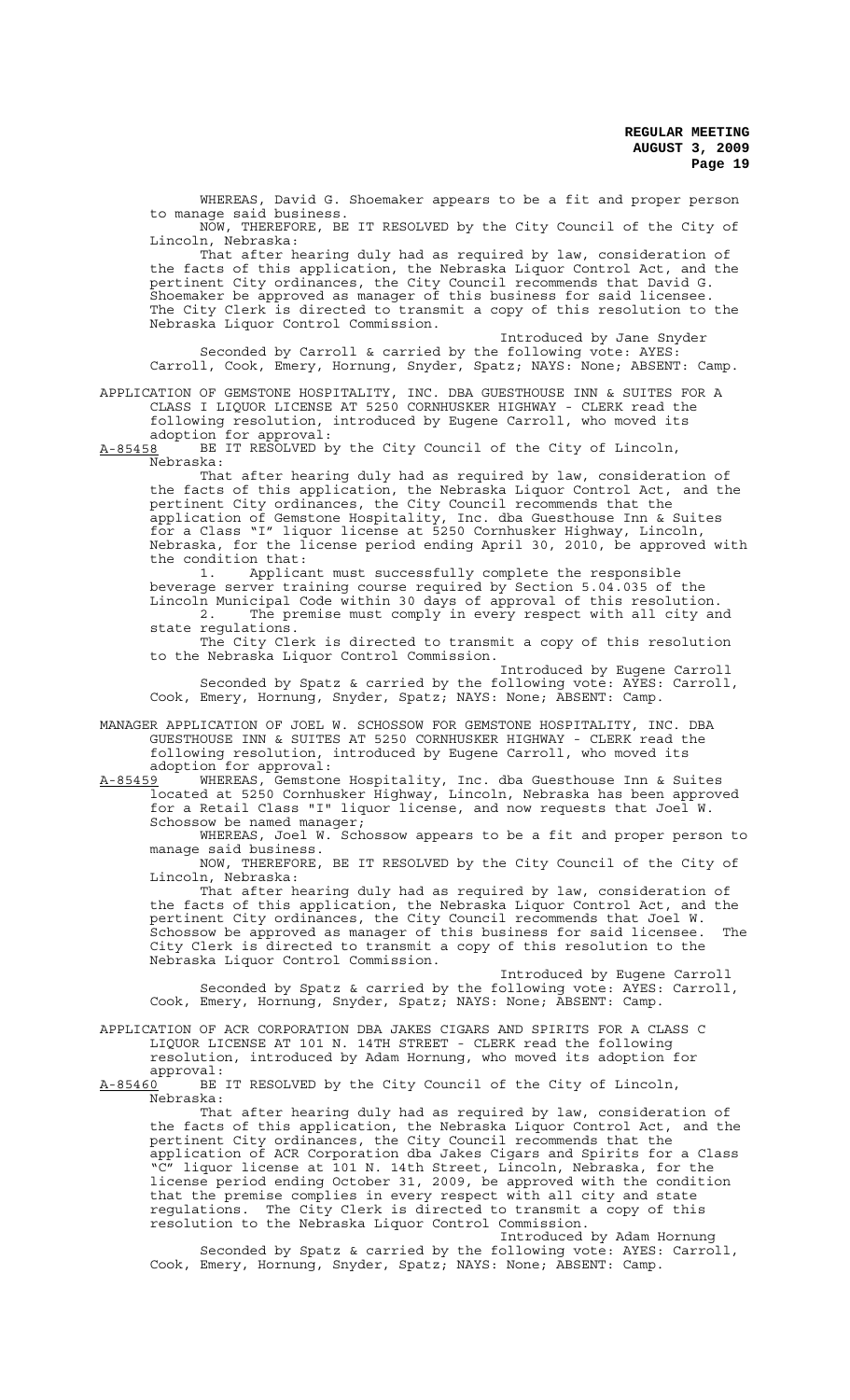WHEREAS, David G. Shoemaker appears to be a fit and proper person to manage said business.

NOW, THEREFORE, BE IT RESOLVED by the City Council of the City of Lincoln, Nebraska:

That after hearing duly had as required by law, consideration of the facts of this application, the Nebraska Liquor Control Act, and the pertinent City ordinances, the City Council recommends that David G. Shoemaker be approved as manager of this business for said licensee. The City Clerk is directed to transmit a copy of this resolution to the Nebraska Liquor Control Commission.

Introduced by Jane Snyder

Seconded by Carroll & carried by the following vote: AYES: Carroll, Cook, Emery, Hornung, Snyder, Spatz; NAYS: None; ABSENT: Camp.

APPLICATION OF GEMSTONE HOSPITALITY, INC. DBA GUESTHOUSE INN & SUITES FOR A CLASS I LIQUOR LICENSE AT 5250 CORNHUSKER HIGHWAY - CLERK read the following resolution, introduced by Eugene Carroll, who moved its adoption for approval:

A-85458 BE IT RESOLVED by the City Council of the City of Lincoln, Nebraska:

That after hearing duly had as required by law, consideration of the facts of this application, the Nebraska Liquor Control Act, and the pertinent City ordinances, the City Council recommends that the application of Gemstone Hospitality, Inc. dba Guesthouse Inn & Suites for a Class "I" liquor license at 5250 Cornhusker Highway, Lincoln, Nebraska, for the license period ending April 30, 2010, be approved with the condition that:

1. Applicant must successfully complete the responsible beverage server training course required by Section 5.04.035 of the Lincoln Municipal Code within 30 days of approval of this resolution.
2. The premise must comply in every respect with all city and state regulations.

The City Clerk is directed to transmit a copy of this resolution to the Nebraska Liquor Control Commission.

Introduced by Eugene Carroll

Seconded by Spatz & carried by the following vote: AYES: Carroll, Cook, Emery, Hornung, Snyder, Spatz; NAYS: None; ABSENT: Camp.

MANAGER APPLICATION OF JOEL W. SCHOSSOW FOR GEMSTONE HOSPITALITY, INC. DBA GUESTHOUSE INN & SUITES AT 5250 CORNHUSKER HIGHWAY - CLERK read the following resolution, introduced by Eugene Carroll, who moved its adoption for approval:

A-85459 WHEREAS, Gemstone Hospitality, Inc. dba Guesthouse Inn & Suites located at 5250 Cornhusker Highway, Lincoln, Nebraska has been approved for a Retail Class "I" liquor license, and now requests that Joel W. Schossow be named manager;

WHEREAS, Joel W. Schossow appears to be a fit and proper person to manage said business.

NOW, THEREFORE, BE IT RESOLVED by the City Council of the City of Lincoln, Nebraska:

That after hearing duly had as required by law, consideration of the facts of this application, the Nebraska Liquor Control Act, and the pertinent City ordinances, the City Council recommends that Joel W. Schossow be approved as manager of this business for said licensee. The City Clerk is directed to transmit a copy of this resolution to the Nebraska Liquor Control Commission.

Introduced by Eugene Carroll

Seconded by Spatz & carried by the following vote: AYES: Carroll, Cook, Emery, Hornung, Snyder, Spatz; NAYS: None; ABSENT: Camp.

APPLICATION OF ACR CORPORATION DBA JAKES CIGARS AND SPIRITS FOR A CLASS C LIQUOR LICENSE AT 101 N. 14TH STREET - CLERK read the following resolution, introduced by Adam Hornung, who moved its adoption for approval:

A-85460 BE IT RESOLVED by the City Council of the City of Lincoln, Nebraska:

That after hearing duly had as required by law, consideration of the facts of this application, the Nebraska Liquor Control Act, and the pertinent City ordinances, the City Council recommends that the application of ACR Corporation dba Jakes Cigars and Spirits for a Class "C" liquor license at 101 N. 14th Street, Lincoln, Nebraska, for the license period ending October 31, 2009, be approved with the condition that the premise complies in every respect with all city and state regulations. The City Clerk is directed to transmit a copy of this resolution to the Nebraska Liquor Control Commission.

Introduced by Adam Hornung

Seconded by Spatz & carried by the following vote: AYES: Carroll, Cook, Emery, Hornung, Snyder, Spatz; NAYS: None; ABSENT: Camp.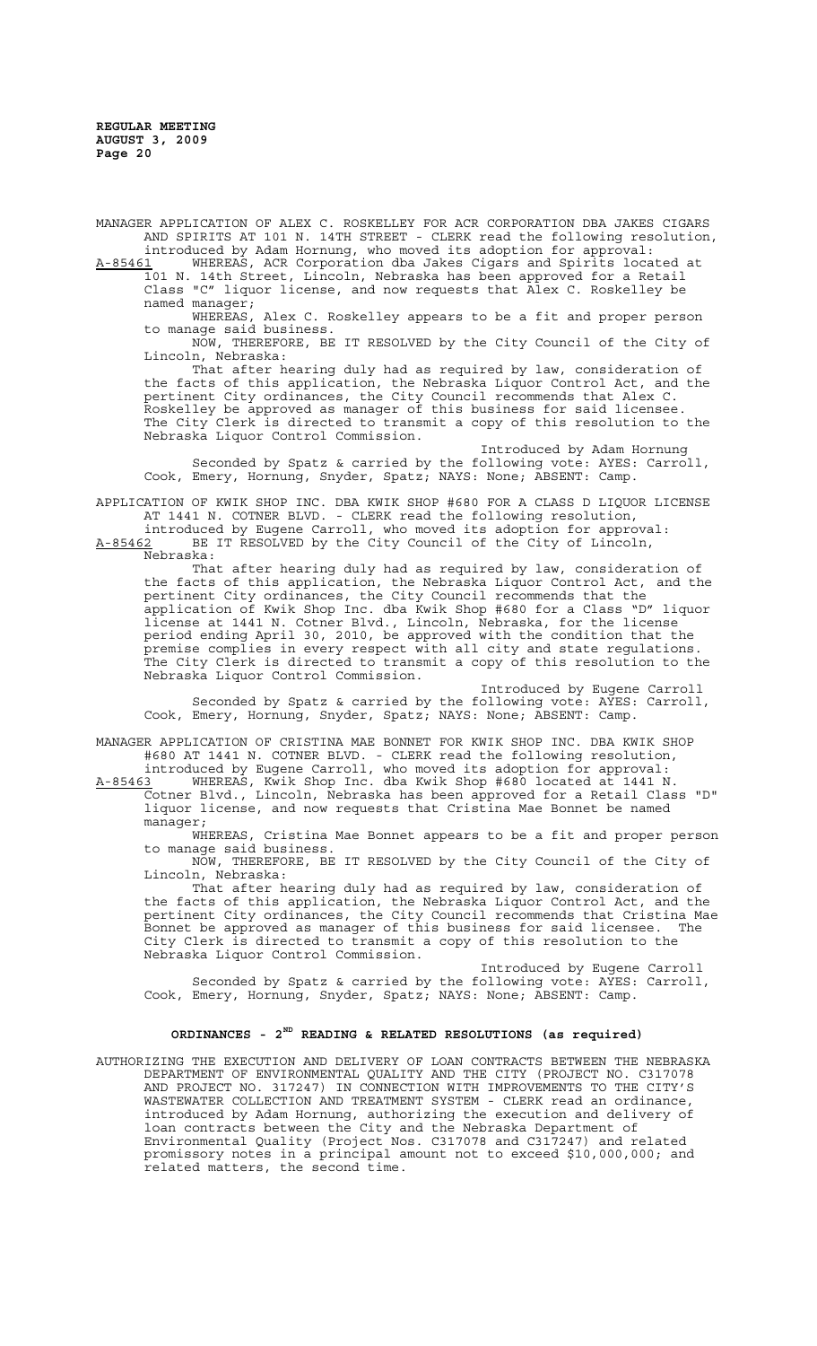MANAGER APPLICATION OF ALEX C. ROSKELLEY FOR ACR CORPORATION DBA JAKES CIGARS AND SPIRITS AT 101 N. 14TH STREET - CLERK read the following resolution, introduced by Adam Hornung, who moved its adoption for approval:

A-85461 WHEREAS, ACR Corporation dba Jakes Cigars and Spirits located at 101 N. 14th Street, Lincoln, Nebraska has been approved for a Retail Class "C" liquor license, and now requests that Alex C. Roskelley be named manager;

WHEREAS, Alex C. Roskelley appears to be a fit and proper person to manage said business.

NOW, THEREFORE, BE IT RESOLVED by the City Council of the City of Lincoln, Nebraska:

That after hearing duly had as required by law, consideration of the facts of this application, the Nebraska Liquor Control Act, and the pertinent City ordinances, the City Council recommends that Alex C. Roskelley be approved as manager of this business for said licensee. The City Clerk is directed to transmit a copy of this resolution to the Nebraska Liquor Control Commission.

Introduced by Adam Hornung

Seconded by Spatz & carried by the following vote: AYES: Carroll, Cook, Emery, Hornung, Snyder, Spatz; NAYS: None; ABSENT: Camp.

APPLICATION OF KWIK SHOP INC. DBA KWIK SHOP #680 FOR A CLASS D LIQUOR LICENSE AT 1441 N. COTNER BLVD. - CLERK read the following resolution, introduced by Eugene Carroll, who moved its adoption for approval:

A-85462 BE IT RESOLVED by the City Council of the City of Lincoln, Nebraska:

That after hearing duly had as required by law, consideration of the facts of this application, the Nebraska Liquor Control Act, and the pertinent City ordinances, the City Council recommends that the application of Kwik Shop Inc. dba Kwik Shop #680 for a Class "D" liquor license at 1441 N. Cotner Blvd., Lincoln, Nebraska, for the license period ending April 30, 2010, be approved with the condition that the premise complies in every respect with all city and state regulations. The City Clerk is directed to transmit a copy of this resolution to the Nebraska Liquor Control Commission.

Introduced by Eugene Carroll

Seconded by Spatz & carried by the following vote: AYES: Carroll, Cook, Emery, Hornung, Snyder, Spatz; NAYS: None; ABSENT: Camp.

MANAGER APPLICATION OF CRISTINA MAE BONNET FOR KWIK SHOP INC. DBA KWIK SHOP #680 AT 1441 N. COTNER BLVD. - CLERK read the following resolution, introduced by Eugene Carroll, who moved its adoption for approval:

A-85463 WHEREAS, Kwik Shop Inc. dba Kwik Shop #680 located at 1441 N. Cotner Blvd., Lincoln, Nebraska has been approved for a Retail Class "D" liquor license, and now requests that Cristina Mae Bonnet be named manager;

WHEREAS, Cristina Mae Bonnet appears to be a fit and proper person to manage said business.

NOW, THEREFORE, BE IT RESOLVED by the City Council of the City of Lincoln, Nebraska:

That after hearing duly had as required by law, consideration of the facts of this application, the Nebraska Liquor Control Act, and the pertinent City ordinances, the City Council recommends that Cristina Mae Bonnet be approved as manager of this business for said licensee. The City Clerk is directed to transmit a copy of this resolution to the Nebraska Liquor Control Commission.

Introduced by Eugene Carroll

Seconded by Spatz & carried by the following vote: AYES: Carroll, Cook, Emery, Hornung, Snyder, Spatz; NAYS: None; ABSENT: Camp.

## ORDINANCES - 2ND READING & RELATED RESOLUTIONS (as required)

AUTHORIZING THE EXECUTION AND DELIVERY OF LOAN CONTRACTS BETWEEN THE NEBRASKA DEPARTMENT OF ENVIRONMENTAL QUALITY AND THE CITY (PROJECT NO. C317078 AND PROJECT NO. 317247) IN CONNECTION WITH IMPROVEMENTS TO THE CITY'S WASTEWATER COLLECTION AND TREATMENT SYSTEM - CLERK read an ordinance, introduced by Adam Hornung, authorizing the execution and delivery of loan contracts between the City and the Nebraska Department of Environmental Quality (Project Nos. C317078 and C317247) and related promissory notes in a principal amount not to exceed $10,000,000; and related matters, the second time.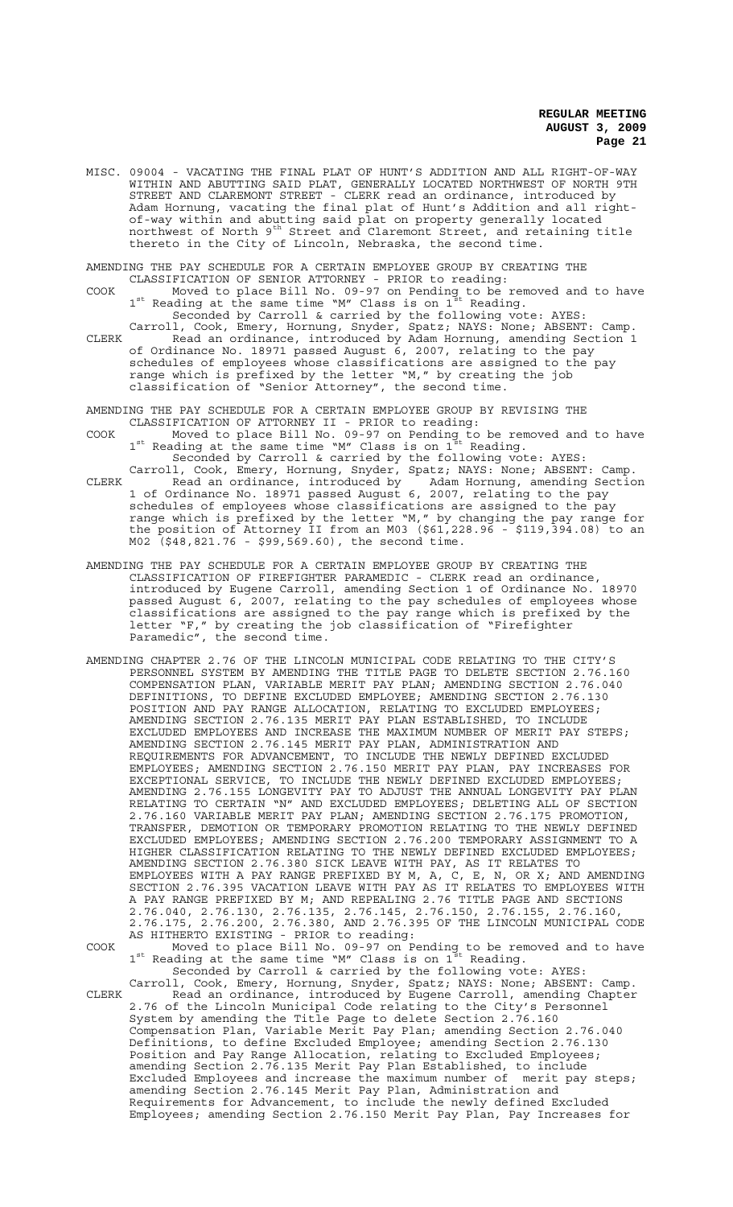MISC. 09004 - VACATING THE FINAL PLAT OF HUNT'S ADDITION AND ALL RIGHT-OF-WAY WITHIN AND ABUTTING SAID PLAT, GENERALLY LOCATED NORTHWEST OF NORTH 9TH STREET AND CLAREMONT STREET - CLERK read an ordinance, introduced by Adam Hornung, vacating the final plat of Hunt's Addition and all right-of-way within and abutting said plat on property generally located northwest of North 9th Street and Claremont Street, and retaining title thereto in the City of Lincoln, Nebraska, the second time.

AMENDING THE PAY SCHEDULE FOR A CERTAIN EMPLOYEE GROUP BY CREATING THE CLASSIFICATION OF SENIOR ATTORNEY - PRIOR to reading:

COOK Moved to place Bill No. 09-97 on Pending to be removed and to have 1st Reading at the same time "M" Class is on 1st Reading.

Seconded by Carroll & carried by the following vote: AYES: Carroll, Cook, Emery, Hornung, Snyder, Spatz; NAYS: None; ABSENT: Camp.

CLERK Read an ordinance, introduced by Adam Hornung, amending Section 1 of Ordinance No. 18971 passed August 6, 2007, relating to the pay schedules of employees whose classifications are assigned to the pay range which is prefixed by the letter "M," by creating the job classification of "Senior Attorney", the second time.

AMENDING THE PAY SCHEDULE FOR A CERTAIN EMPLOYEE GROUP BY REVISING THE CLASSIFICATION OF ATTORNEY II - PRIOR to reading:

COOK Moved to place Bill No. 09-97 on Pending to be removed and to have 1st Reading at the same time "M" Class is on 1st Reading.

Seconded by Carroll & carried by the following vote: AYES: Carroll, Cook, Emery, Hornung, Snyder, Spatz; NAYS: None; ABSENT: Camp.

CLERK Read an ordinance, introduced by Adam Hornung, amending Section 1 of Ordinance No. 18971 passed August 6, 2007, relating to the pay schedules of employees whose classifications are assigned to the pay range which is prefixed by the letter "M," by changing the pay range for the position of Attorney II from an M03 ($61,228.96 - $119,394.08) to an M02 ($48,821.76 - $99,569.60), the second time.

AMENDING THE PAY SCHEDULE FOR A CERTAIN EMPLOYEE GROUP BY CREATING THE CLASSIFICATION OF FIREFIGHTER PARAMEDIC - CLERK read an ordinance, introduced by Eugene Carroll, amending Section 1 of Ordinance No. 18970 passed August 6, 2007, relating to the pay schedules of employees whose classifications are assigned to the pay range which is prefixed by the letter "F," by creating the job classification of "Firefighter Paramedic", the second time.

AMENDING CHAPTER 2.76 OF THE LINCOLN MUNICIPAL CODE RELATING TO THE CITY'S PERSONNEL SYSTEM BY AMENDING THE TITLE PAGE TO DELETE SECTION 2.76.160 COMPENSATION PLAN, VARIABLE MERIT PAY PLAN; AMENDING SECTION 2.76.040 DEFINITIONS, TO DEFINE EXCLUDED EMPLOYEE; AMENDING SECTION 2.76.130 POSITION AND PAY RANGE ALLOCATION, RELATING TO EXCLUDED EMPLOYEES; AMENDING SECTION 2.76.135 MERIT PAY PLAN ESTABLISHED, TO INCLUDE EXCLUDED EMPLOYEES AND INCREASE THE MAXIMUM NUMBER OF MERIT PAY STEPS; AMENDING SECTION 2.76.145 MERIT PAY PLAN, ADMINISTRATION AND REQUIREMENTS FOR ADVANCEMENT, TO INCLUDE THE NEWLY DEFINED EXCLUDED EMPLOYEES; AMENDING SECTION 2.76.150 MERIT PAY PLAN, PAY INCREASES FOR EXCEPTIONAL SERVICE, TO INCLUDE THE NEWLY DEFINED EXCLUDED EMPLOYEES; AMENDING 2.76.155 LONGEVITY PAY TO ADJUST THE ANNUAL LONGEVITY PAY PLAN RELATING TO CERTAIN "N" AND EXCLUDED EMPLOYEES; DELETING ALL OF SECTION 2.76.160 VARIABLE MERIT PAY PLAN; AMENDING SECTION 2.76.175 PROMOTION, TRANSFER, DEMOTION OR TEMPORARY PROMOTION RELATING TO THE NEWLY DEFINED EXCLUDED EMPLOYEES; AMENDING SECTION 2.76.200 TEMPORARY ASSIGNMENT TO A HIGHER CLASSIFICATION RELATING TO THE NEWLY DEFINED EXCLUDED EMPLOYEES; AMENDING SECTION 2.76.380 SICK LEAVE WITH PAY, AS IT RELATES TO EMPLOYEES WITH A PAY RANGE PREFIXED BY M, A, C, E, N, OR X; AND AMENDING SECTION 2.76.395 VACATION LEAVE WITH PAY AS IT RELATES TO EMPLOYEES WITH A PAY RANGE PREFIXED BY M; AND REPEALING 2.76 TITLE PAGE AND SECTIONS 2.76.040, 2.76.130, 2.76.135, 2.76.145, 2.76.150, 2.76.155, 2.76.160, 2.76.175, 2.76.200, 2.76.380, AND 2.76.395 OF THE LINCOLN MUNICIPAL CODE AS HITHERTO EXISTING - PRIOR to reading:

COOK Moved to place Bill No. 09-97 on Pending to be removed and to have 1st Reading at the same time "M" Class is on 1st Reading.

Seconded by Carroll & carried by the following vote: AYES: Carroll, Cook, Emery, Hornung, Snyder, Spatz; NAYS: None; ABSENT: Camp.

CLERK Read an ordinance, introduced by Eugene Carroll, amending Chapter 2.76 of the Lincoln Municipal Code relating to the City's Personnel System by amending the Title Page to delete Section 2.76.160 Compensation Plan, Variable Merit Pay Plan; amending Section 2.76.040 Definitions, to define Excluded Employee; amending Section 2.76.130 Position and Pay Range Allocation, relating to Excluded Employees; amending Section 2.76.135 Merit Pay Plan Established, to include Excluded Employees and increase the maximum number of merit pay steps; amending Section 2.76.145 Merit Pay Plan, Administration and Requirements for Advancement, to include the newly defined Excluded Employees; amending Section 2.76.150 Merit Pay Plan, Pay Increases for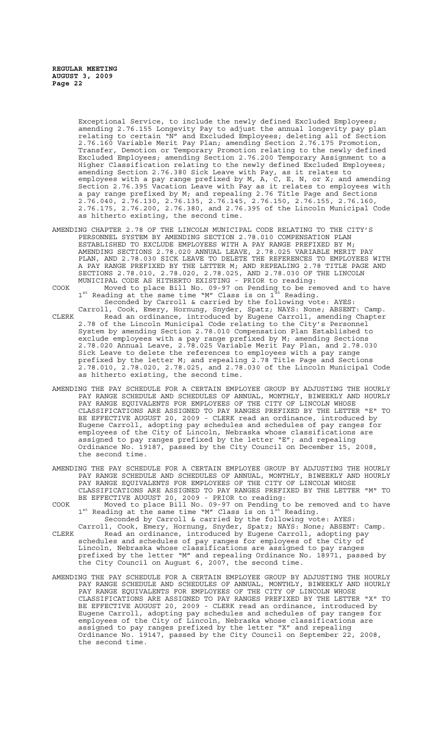Exceptional Service, to include the newly defined Excluded Employees; amending 2.76.155 Longevity Pay to adjust the annual longevity pay plan relating to certain "N" and Excluded Employees; deleting all of Section 2.76.160 Variable Merit Pay Plan; amending Section 2.76.175 Promotion, Transfer, Demotion or Temporary Promotion relating to the newly defined Excluded Employees; amending Section 2.76.200 Temporary Assignment to a Higher Classification relating to the newly defined Excluded Employees; amending Section 2.76.380 Sick Leave with Pay, as it relates to employees with a pay range prefixed by M, A, C, E, N, or X; and amending Section 2.76.395 Vacation Leave with Pay as it relates to employees with a pay range prefixed by M; and repealing 2.76 Title Page and Sections 2.76.040, 2.76.130, 2.76.135, 2.76.145, 2.76.150, 2.76.155, 2.76.160, 2.76.175, 2.76.200, 2.76.380, and 2.76.395 of the Lincoln Municipal Code as hitherto existing, the second time.

AMENDING CHAPTER 2.78 OF THE LINCOLN MUNICIPAL CODE RELATING TO THE CITY'S PERSONNEL SYSTEM BY AMENDING SECTION 2.78.010 COMPENSATION PLAN ESTABLISHED TO EXCLUDE EMPLOYEES WITH A PAY RANGE PREFIXED BY M; AMENDING SECTIONS 2.78.020 ANNUAL LEAVE, 2.78.025 VARIABLE MERIT PAY PLAN, AND 2.78.030 SICK LEAVE TO DELETE THE REFERENCES TO EMPLOYEES WITH A PAY RANGE PREFIXED BY THE LETTER M; AND REPEALING 2.78 TITLE PAGE AND SECTIONS 2.78.010, 2.78.020, 2.78.025, AND 2.78.030 OF THE LINCOLN MUNICIPAL CODE AS HITHERTO EXISTING - PRIOR to reading:

COOK Moved to place Bill No. 09-97 on Pending to be removed and to have 1st Reading at the same time "M" Class is on 1st Reading.

Seconded by Carroll & carried by the following vote: AYES: Carroll, Cook, Emery, Hornung, Snyder, Spatz; NAYS: None; ABSENT: Camp.

CLERK Read an ordinance, introduced by Eugene Carroll, amending Chapter 2.78 of the Lincoln Municipal Code relating to the City's Personnel System by amending Section 2.78.010 Compensation Plan Established to exclude employees with a pay range prefixed by M; amending Sections 2.78.020 Annual Leave, 2.78.025 Variable Merit Pay Plan, and 2.78.030 Sick Leave to delete the references to employees with a pay range prefixed by the letter M; and repealing 2.78 Title Page and Sections 2.78.010, 2.78.020, 2.78.025, and 2.78.030 of the Lincoln Municipal Code as hitherto existing, the second time.

AMENDING THE PAY SCHEDULE FOR A CERTAIN EMPLOYEE GROUP BY ADJUSTING THE HOURLY PAY RANGE SCHEDULE AND SCHEDULES OF ANNUAL, MONTHLY, BIWEEKLY AND HOURLY PAY RANGE EQUIVALENTS FOR EMPLOYEES OF THE CITY OF LINCOLN WHOSE CLASSIFICATIONS ARE ASSIGNED TO PAY RANGES PREFIXED BY THE LETTER "E" TO BE EFFECTIVE AUGUST 20, 2009 - CLERK read an ordinance, introduced by Eugene Carroll, adopting pay schedules and schedules of pay ranges for employees of the City of Lincoln, Nebraska whose classifications are assigned to pay ranges prefixed by the letter "E"; and repealing Ordinance No. 19187, passed by the City Council on December 15, 2008, the second time.

AMENDING THE PAY SCHEDULE FOR A CERTAIN EMPLOYEE GROUP BY ADJUSTING THE HOURLY PAY RANGE SCHEDULE AND SCHEDULES OF ANNUAL, MONTHLY, BIWEEKLY AND HOURLY PAY RANGE EQUIVALENTS FOR EMPLOYEES OF THE CITY OF LINCOLN WHOSE CLASSIFICATIONS ARE ASSIGNED TO PAY RANGES PREFIXED BY THE LETTER "M" TO BE EFFECTIVE AUGUST 20, 2009 - PRIOR to reading:

COOK Moved to place Bill No. 09-97 on Pending to be removed and to have 1st Reading at the same time "M" Class is on 1st Reading.

Seconded by Carroll & carried by the following vote: AYES: Carroll, Cook, Emery, Hornung, Snyder, Spatz; NAYS: None; ABSENT: Camp.

CLERK Read an ordinance, introduced by Eugene Carroll, adopting pay schedules and schedules of pay ranges for employees of the City of Lincoln, Nebraska whose classifications are assigned to pay ranges prefixed by the letter "M" and repealing Ordinance No. 18971, passed by the City Council on August 6, 2007, the second time.

AMENDING THE PAY SCHEDULE FOR A CERTAIN EMPLOYEE GROUP BY ADJUSTING THE HOURLY PAY RANGE SCHEDULE AND SCHEDULES OF ANNUAL, MONTHLY, BIWEEKLY AND HOURLY PAY RANGE EQUIVALENTS FOR EMPLOYEES OF THE CITY OF LINCOLN WHOSE CLASSIFICATIONS ARE ASSIGNED TO PAY RANGES PREFIXED BY THE LETTER "X" TO BE EFFECTIVE AUGUST 20, 2009 - CLERK read an ordinance, introduced by Eugene Carroll, adopting pay schedules and schedules of pay ranges for employees of the City of Lincoln, Nebraska whose classifications are assigned to pay ranges prefixed by the letter "X" and repealing Ordinance No. 19147, passed by the City Council on September 22, 2008, the second time.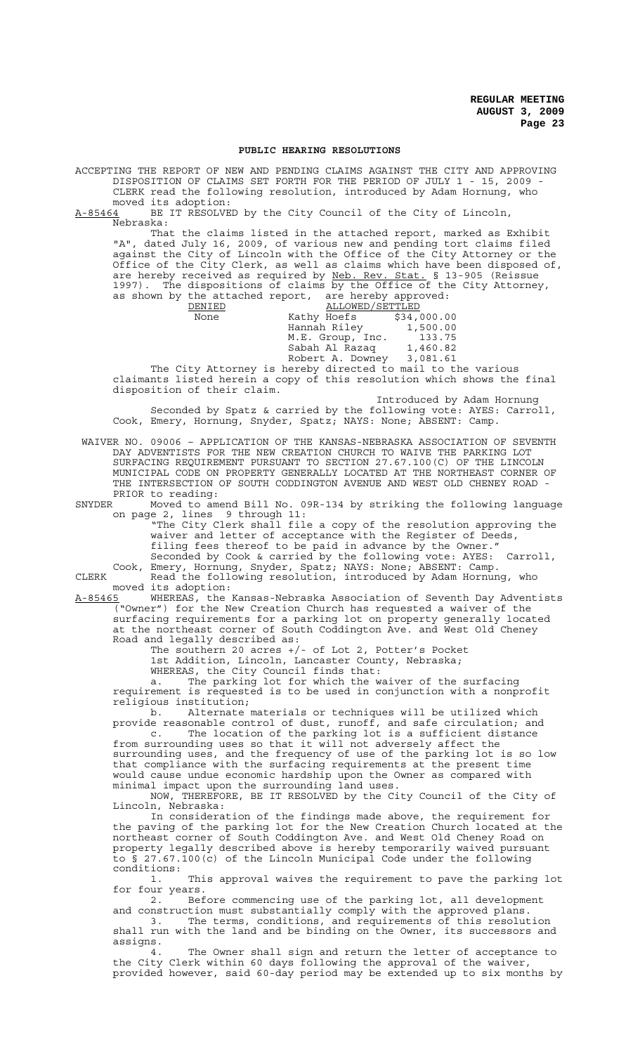## PUBLIC HEARING RESOLUTIONS

ACCEPTING THE REPORT OF NEW AND PENDING CLAIMS AGAINST THE CITY AND APPROVING DISPOSITION OF CLAIMS SET FORTH FOR THE PERIOD OF JULY 1 - 15, 2009 - CLERK read the following resolution, introduced by Adam Hornung, who moved its adoption:

A-85464 BE IT RESOLVED by the City Council of the City of Lincoln, Nebraska:

That the claims listed in the attached report, marked as Exhibit "A", dated July 16, 2009, of various new and pending tort claims filed against the City of Lincoln with the Office of the City Attorney or the Office of the City Clerk, as well as claims which have been disposed of, are hereby received as required by Neb. Rev. Stat. § 13-905 (Reissue 1997). The dispositions of claims by the Office of the City Attorney, as shown by the attached report, are hereby approved:

| DENIED | ALLOWED/SETTLED | |
|---|---|---|
| None | Kathy Hoefs | $34,000.00 |
| | Hannah Riley | 1,500.00 |
| | M.E. Group, Inc. | 133.75 |
| | Sabah Al Razaq | 1,460.82 |
| | Robert A. Downey | 3,081.61 |

The City Attorney is hereby directed to mail to the various claimants listed herein a copy of this resolution which shows the final disposition of their claim.

Introduced by Adam Hornung

Seconded by Spatz & carried by the following vote: AYES: Carroll, Cook, Emery, Hornung, Snyder, Spatz; NAYS: None; ABSENT: Camp.

WAIVER NO. 09006 – APPLICATION OF THE KANSAS-NEBRASKA ASSOCIATION OF SEVENTH DAY ADVENTISTS FOR THE NEW CREATION CHURCH TO WAIVE THE PARKING LOT SURFACING REQUIREMENT PURSUANT TO SECTION 27.67.100(C) OF THE LINCOLN MUNICIPAL CODE ON PROPERTY GENERALLY LOCATED AT THE NORTHEAST CORNER OF THE INTERSECTION OF SOUTH CODDINGTON AVENUE AND WEST OLD CHENEY ROAD - PRIOR to reading:

SNYDER Moved to amend Bill No. 09R-134 by striking the following language on page 2, lines 9 through 11:

"The City Clerk shall file a copy of the resolution approving the waiver and letter of acceptance with the Register of Deeds, filing fees thereof to be paid in advance by the Owner."

Seconded by Cook & carried by the following vote: AYES: Carroll, Cook, Emery, Hornung, Snyder, Spatz; NAYS: None; ABSENT: Camp.

CLERK Read the following resolution, introduced by Adam Hornung, who moved its adoption:

A-85465 WHEREAS, the Kansas-Nebraska Association of Seventh Day Adventists ("Owner") for the New Creation Church has requested a waiver of the surfacing requirements for a parking lot on property generally located at the northeast corner of South Coddington Ave. and West Old Cheney Road and legally described as:

The southern 20 acres +/- of Lot 2, Potter's Pocket 1st Addition, Lincoln, Lancaster County, Nebraska;

WHEREAS, the City Council finds that:

a. The parking lot for which the waiver of the surfacing requirement is requested is to be used in conjunction with a nonprofit religious institution;

b. Alternate materials or techniques will be utilized which provide reasonable control of dust, runoff, and safe circulation; and

c. The location of the parking lot is a sufficient distance from surrounding uses so that it will not adversely affect the surrounding uses, and the frequency of use of the parking lot is so low that compliance with the surfacing requirements at the present time would cause undue economic hardship upon the Owner as compared with minimal impact upon the surrounding land uses.

NOW, THEREFORE, BE IT RESOLVED by the City Council of the City of Lincoln, Nebraska:

In consideration of the findings made above, the requirement for the paving of the parking lot for the New Creation Church located at the northeast corner of South Coddington Ave. and West Old Cheney Road on property legally described above is hereby temporarily waived pursuant to § 27.67.100(c) of the Lincoln Municipal Code under the following conditions:

1. This approval waives the requirement to pave the parking lot for four years.
2. Before commencing use of the parking lot, all development and construction must substantially comply with the approved plans.
3. The terms, conditions, and requirements of this resolution shall run with the land and be binding on the Owner, its successors and assigns.
4. The Owner shall sign and return the letter of acceptance to the City Clerk within 60 days following the approval of the waiver, provided however, said 60-day period may be extended up to six months by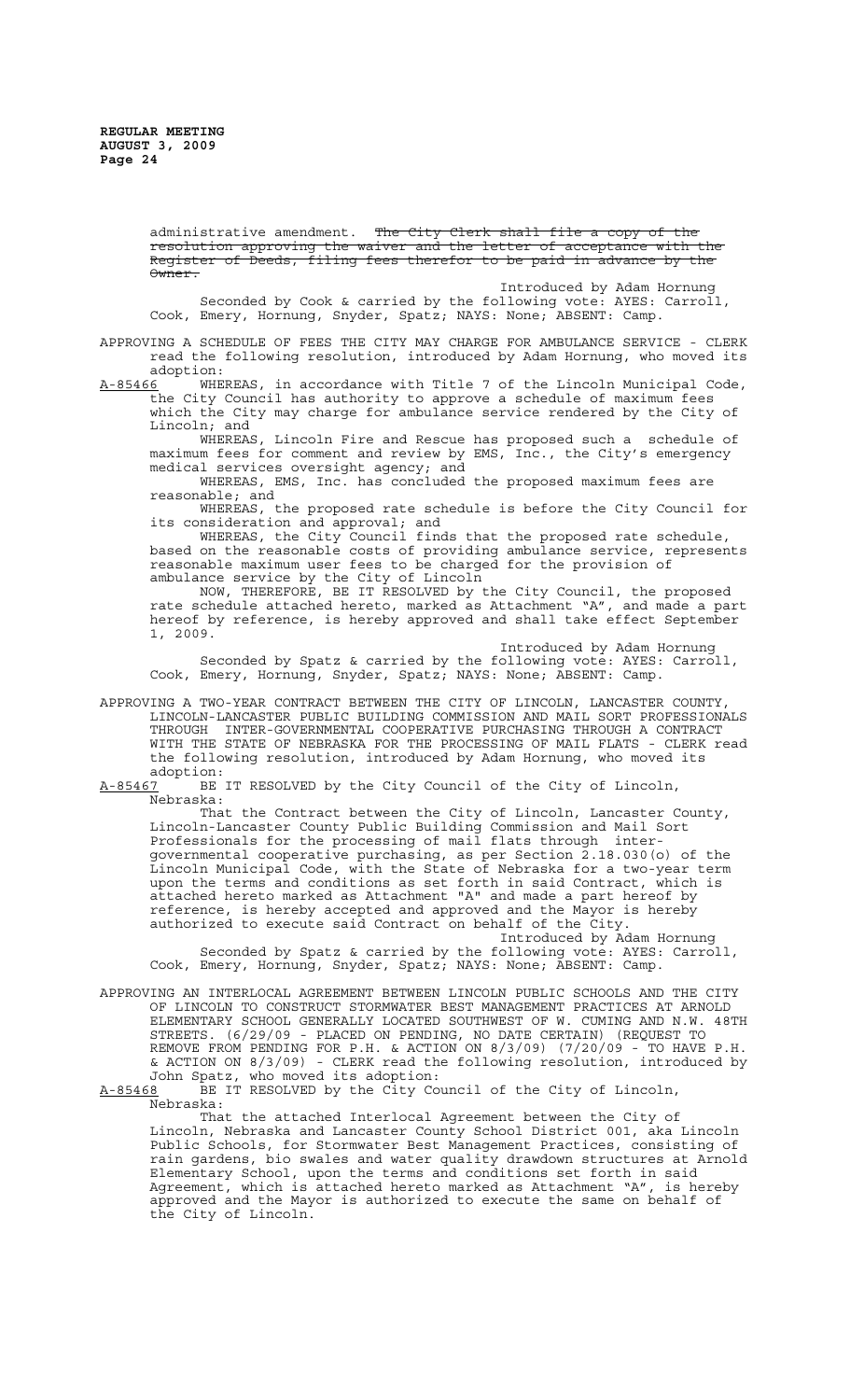administrative amendment. ~~The City Clerk shall file a copy of the resolution approving the waiver and the letter of acceptance with the Register of Deeds, filing fees therefor to be paid in advance by the Owner.~~

Introduced by Adam Hornung

Seconded by Cook & carried by the following vote: AYES: Carroll, Cook, Emery, Hornung, Snyder, Spatz; NAYS: None; ABSENT: Camp.

APPROVING A SCHEDULE OF FEES THE CITY MAY CHARGE FOR AMBULANCE SERVICE - CLERK read the following resolution, introduced by Adam Hornung, who moved its adoption:

A-85466 WHEREAS, in accordance with Title 7 of the Lincoln Municipal Code, the City Council has authority to approve a schedule of maximum fees which the City may charge for ambulance service rendered by the City of Lincoln; and

WHEREAS, Lincoln Fire and Rescue has proposed such a schedule of maximum fees for comment and review by EMS, Inc., the City's emergency medical services oversight agency; and

WHEREAS, EMS, Inc. has concluded the proposed maximum fees are reasonable; and

WHEREAS, the proposed rate schedule is before the City Council for its consideration and approval; and

WHEREAS, the City Council finds that the proposed rate schedule, based on the reasonable costs of providing ambulance service, represents reasonable maximum user fees to be charged for the provision of ambulance service by the City of Lincoln

NOW, THEREFORE, BE IT RESOLVED by the City Council, the proposed rate schedule attached hereto, marked as Attachment "A", and made a part hereof by reference, is hereby approved and shall take effect September 1, 2009.

Introduced by Adam Hornung

Seconded by Spatz & carried by the following vote: AYES: Carroll, Cook, Emery, Hornung, Snyder, Spatz; NAYS: None; ABSENT: Camp.

APPROVING A TWO-YEAR CONTRACT BETWEEN THE CITY OF LINCOLN, LANCASTER COUNTY, LINCOLN-LANCASTER PUBLIC BUILDING COMMISSION AND MAIL SORT PROFESSIONALS THROUGH INTER-GOVERNMENTAL COOPERATIVE PURCHASING THROUGH A CONTRACT WITH THE STATE OF NEBRASKA FOR THE PROCESSING OF MAIL FLATS - CLERK read the following resolution, introduced by Adam Hornung, who moved its adoption:

A-85467 BE IT RESOLVED by the City Council of the City of Lincoln, Nebraska:

That the Contract between the City of Lincoln, Lancaster County, Lincoln-Lancaster County Public Building Commission and Mail Sort Professionals for the processing of mail flats through inter-governmental cooperative purchasing, as per Section 2.18.030(o) of the Lincoln Municipal Code, with the State of Nebraska for a two-year term upon the terms and conditions as set forth in said Contract, which is attached hereto marked as Attachment "A" and made a part hereof by reference, is hereby accepted and approved and the Mayor is hereby authorized to execute said Contract on behalf of the City.

Introduced by Adam Hornung

Seconded by Spatz & carried by the following vote: AYES: Carroll, Cook, Emery, Hornung, Snyder, Spatz; NAYS: None; ABSENT: Camp.

APPROVING AN INTERLOCAL AGREEMENT BETWEEN LINCOLN PUBLIC SCHOOLS AND THE CITY OF LINCOLN TO CONSTRUCT STORMWATER BEST MANAGEMENT PRACTICES AT ARNOLD ELEMENTARY SCHOOL GENERALLY LOCATED SOUTHWEST OF W. CUMING AND N.W. 48TH STREETS. (6/29/09 - PLACED ON PENDING, NO DATE CERTAIN) (REQUEST TO REMOVE FROM PENDING FOR P.H. & ACTION ON 8/3/09) (7/20/09 - TO HAVE P.H. & ACTION ON 8/3/09) - CLERK read the following resolution, introduced by John Spatz, who moved its adoption:

A-85468 BE IT RESOLVED by the City Council of the City of Lincoln, Nebraska:

That the attached Interlocal Agreement between the City of Lincoln, Nebraska and Lancaster County School District 001, aka Lincoln Public Schools, for Stormwater Best Management Practices, consisting of rain gardens, bio swales and water quality drawdown structures at Arnold Elementary School, upon the terms and conditions set forth in said Agreement, which is attached hereto marked as Attachment "A", is hereby approved and the Mayor is authorized to execute the same on behalf of the City of Lincoln.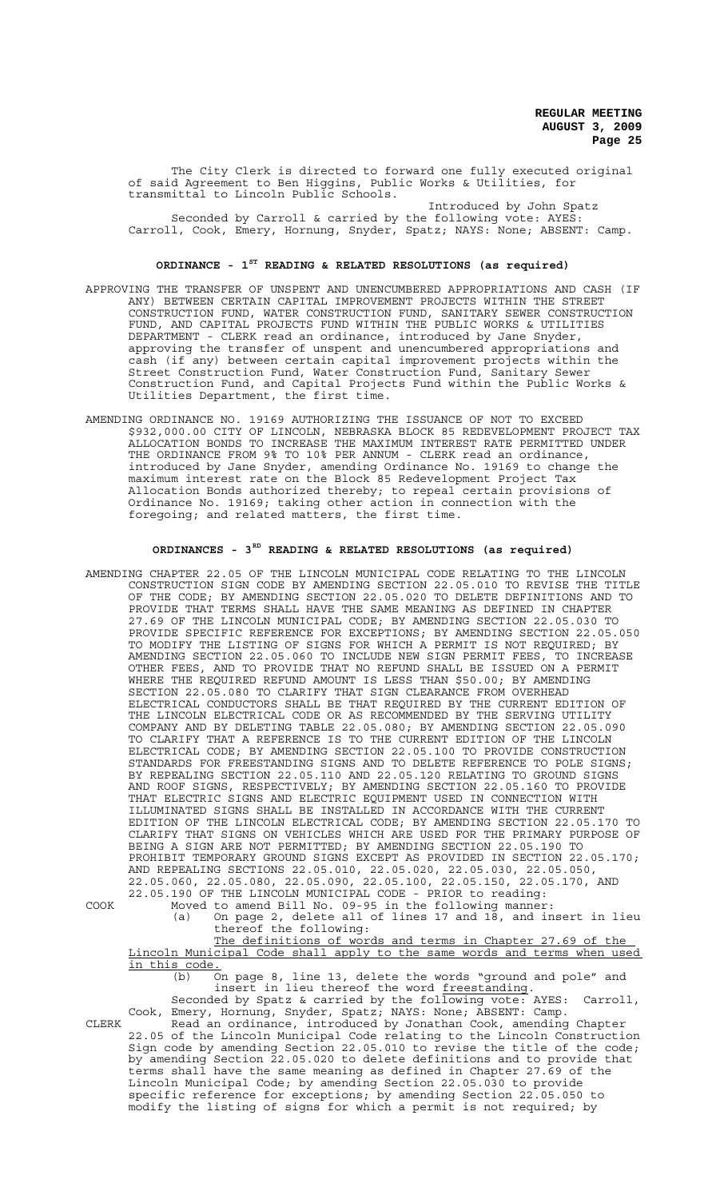The City Clerk is directed to forward one fully executed original of said Agreement to Ben Higgins, Public Works & Utilities, for transmittal to Lincoln Public Schools.

Introduced by John Spatz

Seconded by Carroll & carried by the following vote: AYES: Carroll, Cook, Emery, Hornung, Snyder, Spatz; NAYS: None; ABSENT: Camp.

## ORDINANCE - 1ST READING & RELATED RESOLUTIONS (as required)

APPROVING THE TRANSFER OF UNSPENT AND UNENCUMBERED APPROPRIATIONS AND CASH (IF ANY) BETWEEN CERTAIN CAPITAL IMPROVEMENT PROJECTS WITHIN THE STREET CONSTRUCTION FUND, WATER CONSTRUCTION FUND, SANITARY SEWER CONSTRUCTION FUND, AND CAPITAL PROJECTS FUND WITHIN THE PUBLIC WORKS & UTILITIES DEPARTMENT - CLERK read an ordinance, introduced by Jane Snyder, approving the transfer of unspent and unencumbered appropriations and cash (if any) between certain capital improvement projects within the Street Construction Fund, Water Construction Fund, Sanitary Sewer Construction Fund, and Capital Projects Fund within the Public Works & Utilities Department, the first time.

AMENDING ORDINANCE NO. 19169 AUTHORIZING THE ISSUANCE OF NOT TO EXCEED $932,000.00 CITY OF LINCOLN, NEBRASKA BLOCK 85 REDEVELOPMENT PROJECT TAX ALLOCATION BONDS TO INCREASE THE MAXIMUM INTEREST RATE PERMITTED UNDER THE ORDINANCE FROM 9% TO 10% PER ANNUM - CLERK read an ordinance, introduced by Jane Snyder, amending Ordinance No. 19169 to change the maximum interest rate on the Block 85 Redevelopment Project Tax Allocation Bonds authorized thereby; to repeal certain provisions of Ordinance No. 19169; taking other action in connection with the foregoing; and related matters, the first time.

## ORDINANCES - 3RD READING & RELATED RESOLUTIONS (as required)

AMENDING CHAPTER 22.05 OF THE LINCOLN MUNICIPAL CODE RELATING TO THE LINCOLN CONSTRUCTION SIGN CODE BY AMENDING SECTION 22.05.010 TO REVISE THE TITLE OF THE CODE; BY AMENDING SECTION 22.05.020 TO DELETE DEFINITIONS AND TO PROVIDE THAT TERMS SHALL HAVE THE SAME MEANING AS DEFINED IN CHAPTER 27.69 OF THE LINCOLN MUNICIPAL CODE; BY AMENDING SECTION 22.05.030 TO PROVIDE SPECIFIC REFERENCE FOR EXCEPTIONS; BY AMENDING SECTION 22.05.050 TO MODIFY THE LISTING OF SIGNS FOR WHICH A PERMIT IS NOT REQUIRED; BY AMENDING SECTION 22.05.060 TO INCLUDE NEW SIGN PERMIT FEES, TO INCREASE OTHER FEES, AND TO PROVIDE THAT NO REFUND SHALL BE ISSUED ON A PERMIT WHERE THE REQUIRED REFUND AMOUNT IS LESS THAN $50.00; BY AMENDING SECTION 22.05.080 TO CLARIFY THAT SIGN CLEARANCE FROM OVERHEAD ELECTRICAL CONDUCTORS SHALL BE THAT REQUIRED BY THE CURRENT EDITION OF THE LINCOLN ELECTRICAL CODE OR AS RECOMMENDED BY THE SERVING UTILITY COMPANY AND BY DELETING TABLE 22.05.080; BY AMENDING SECTION 22.05.090 TO CLARIFY THAT A REFERENCE IS TO THE CURRENT EDITION OF THE LINCOLN ELECTRICAL CODE; BY AMENDING SECTION 22.05.100 TO PROVIDE CONSTRUCTION STANDARDS FOR FREESTANDING SIGNS AND TO DELETE REFERENCE TO POLE SIGNS; BY REPEALING SECTION 22.05.110 AND 22.05.120 RELATING TO GROUND SIGNS AND ROOF SIGNS, RESPECTIVELY; BY AMENDING SECTION 22.05.160 TO PROVIDE THAT ELECTRIC SIGNS AND ELECTRIC EQUIPMENT USED IN CONNECTION WITH ILLUMINATED SIGNS SHALL BE INSTALLED IN ACCORDANCE WITH THE CURRENT EDITION OF THE LINCOLN ELECTRICAL CODE; BY AMENDING SECTION 22.05.170 TO CLARIFY THAT SIGNS ON VEHICLES WHICH ARE USED FOR THE PRIMARY PURPOSE OF BEING A SIGN ARE NOT PERMITTED; BY AMENDING SECTION 22.05.190 TO PROHIBIT TEMPORARY GROUND SIGNS EXCEPT AS PROVIDED IN SECTION 22.05.170; AND REPEALING SECTIONS 22.05.010, 22.05.020, 22.05.030, 22.05.050, 22.05.060, 22.05.080, 22.05.090, 22.05.100, 22.05.150, 22.05.170, AND 22.05.190 OF THE LINCOLN MUNICIPAL CODE - PRIOR to reading:

COOK Moved to amend Bill No. 09-95 in the following manner:

(a) On page 2, delete all of lines 17 and 18, and insert in lieu thereof the following:

The definitions of words and terms in Chapter 27.69 of the Lincoln Municipal Code shall apply to the same words and terms when used in this code.

(b) On page 8, line 13, delete the words "ground and pole" and insert in lieu thereof the word freestanding.

Seconded by Spatz & carried by the following vote: AYES: Carroll, Cook, Emery, Hornung, Snyder, Spatz; NAYS: None; ABSENT: Camp.

CLERK Read an ordinance, introduced by Jonathan Cook, amending Chapter 22.05 of the Lincoln Municipal Code relating to the Lincoln Construction Sign code by amending Section 22.05.010 to revise the title of the code; by amending Section 22.05.020 to delete definitions and to provide that terms shall have the same meaning as defined in Chapter 27.69 of the Lincoln Municipal Code; by amending Section 22.05.030 to provide specific reference for exceptions; by amending Section 22.05.050 to modify the listing of signs for which a permit is not required; by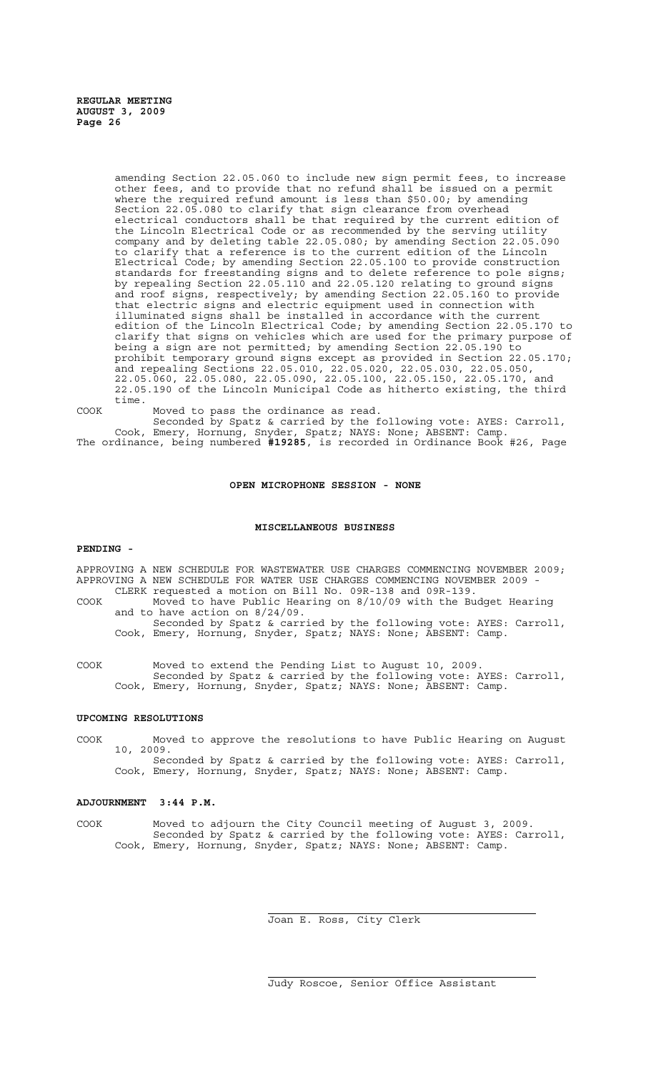amending Section 22.05.060 to include new sign permit fees, to increase other fees, and to provide that no refund shall be issued on a permit where the required refund amount is less than $50.00; by amending Section 22.05.080 to clarify that sign clearance from overhead electrical conductors shall be that required by the current edition of the Lincoln Electrical Code or as recommended by the serving utility company and by deleting table 22.05.080; by amending Section 22.05.090 to clarify that a reference is to the current edition of the Lincoln Electrical Code; by amending Section 22.05.100 to provide construction standards for freestanding signs and to delete reference to pole signs; by repealing Section 22.05.110 and 22.05.120 relating to ground signs and roof signs, respectively; by amending Section 22.05.160 to provide that electric signs and electric equipment used in connection with illuminated signs shall be installed in accordance with the current edition of the Lincoln Electrical Code; by amending Section 22.05.170 to clarify that signs on vehicles which are used for the primary purpose of being a sign are not permitted; by amending Section 22.05.190 to prohibit temporary ground signs except as provided in Section 22.05.170; and repealing Sections 22.05.010, 22.05.020, 22.05.030, 22.05.050, 22.05.060, 22.05.080, 22.05.090, 22.05.100, 22.05.150, 22.05.170, and 22.05.190 of the Lincoln Municipal Code as hitherto existing, the third time.

COOK Moved to pass the ordinance as read.
Seconded by Spatz & carried by the following vote: AYES: Carroll, Cook, Emery, Hornung, Snyder, Spatz; NAYS: None; ABSENT: Camp.

The ordinance, being numbered **#19285**, is recorded in Ordinance Book #26, Page

## OPEN MICROPHONE SESSION - NONE

## MISCELLANEOUS BUSINESS

**PENDING -**

APPROVING A NEW SCHEDULE FOR WASTEWATER USE CHARGES COMMENCING NOVEMBER 2009; APPROVING A NEW SCHEDULE FOR WATER USE CHARGES COMMENCING NOVEMBER 2009 - CLERK requested a motion on Bill No. 09R-138 and 09R-139.

COOK Moved to have Public Hearing on 8/10/09 with the Budget Hearing and to have action on 8/24/09.
Seconded by Spatz & carried by the following vote: AYES: Carroll, Cook, Emery, Hornung, Snyder, Spatz; NAYS: None; ABSENT: Camp.

COOK Moved to extend the Pending List to August 10, 2009.
Seconded by Spatz & carried by the following vote: AYES: Carroll, Cook, Emery, Hornung, Snyder, Spatz; NAYS: None; ABSENT: Camp.

**UPCOMING RESOLUTIONS**

COOK Moved to approve the resolutions to have Public Hearing on August 10, 2009.
Seconded by Spatz & carried by the following vote: AYES: Carroll, Cook, Emery, Hornung, Snyder, Spatz; NAYS: None; ABSENT: Camp.

**ADJOURNMENT 3:44 P.M.**

COOK Moved to adjourn the City Council meeting of August 3, 2009.
Seconded by Spatz & carried by the following vote: AYES: Carroll, Cook, Emery, Hornung, Snyder, Spatz; NAYS: None; ABSENT: Camp.

Joan E. Ross, City Clerk

Judy Roscoe, Senior Office Assistant